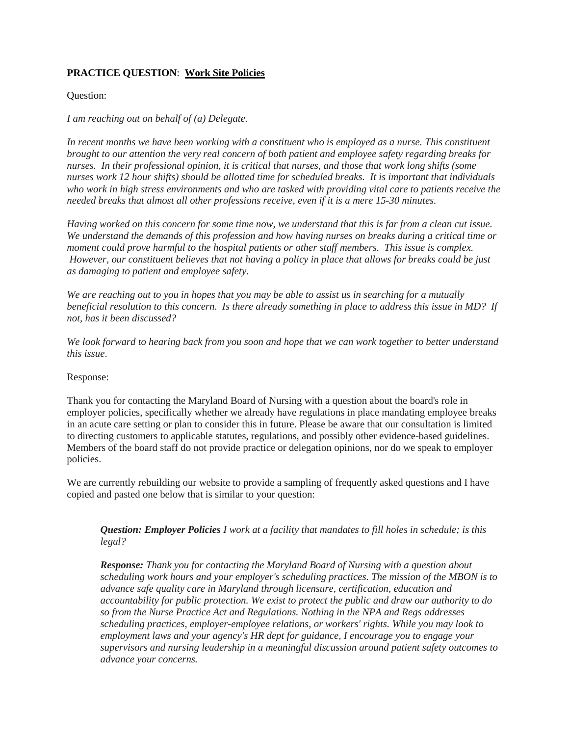**PRACTICE QUESTION**: **Work Site Policies**

Question:

*I am reaching out on behalf of (a) Delegate.*

*In recent months we have been working with a constituent who is employed as a nurse. This constituent brought to our attention the very real concern of both patient and employee safety regarding breaks for nurses. In their professional opinion, it is critical that nurses, and those that work long shifts (some nurses work 12 hour shifts) should be allotted time for scheduled breaks. It is important that individuals who work in high stress environments and who are tasked with providing vital care to patients receive the needed breaks that almost all other professions receive, even if it is a mere 15-30 minutes.*

*Having worked on this concern for some time now, we understand that this is far from a clean cut issue. We understand the demands of this profession and how having nurses on breaks during a critical time or moment could prove harmful to the hospital patients or other staff members. This issue is complex. However, our constituent believes that not having a policy in place that allows for breaks could be just as damaging to patient and employee safety.*

*We are reaching out to you in hopes that you may be able to assist us in searching for a mutually beneficial resolution to this concern. Is there already something in place to address this issue in MD? If not, has it been discussed?*

*We look forward to hearing back from you soon and hope that we can work together to better understand this issue.*

Response:

Thank you for contacting the Maryland Board of Nursing with a question about the board's role in employer policies, specifically whether we already have regulations in place mandating employee breaks in an acute care setting or plan to consider this in future. Please be aware that our consultation is limited to directing customers to applicable statutes, regulations, and possibly other evidence-based guidelines. Members of the board staff do not provide practice or delegation opinions, nor do we speak to employer policies.

We are currently rebuilding our website to provide a sampling of frequently asked questions and I have copied and pasted one below that is similar to your question:

> ***Question: Employer Policies*** *I work at a facility that mandates to fill holes in schedule; is this legal?*
>
> ***Response:*** *Thank you for contacting the Maryland Board of Nursing with a question about scheduling work hours and your employer's scheduling practices. The mission of the MBON is to advance safe quality care in Maryland through licensure, certification, education and accountability for public protection. We exist to protect the public and draw our authority to do so from the Nurse Practice Act and Regulations. Nothing in the NPA and Regs addresses scheduling practices, employer-employee relations, or workers' rights. While you may look to employment laws and your agency's HR dept for guidance, I encourage you to engage your supervisors and nursing leadership in a meaningful discussion around patient safety outcomes to advance your concerns.*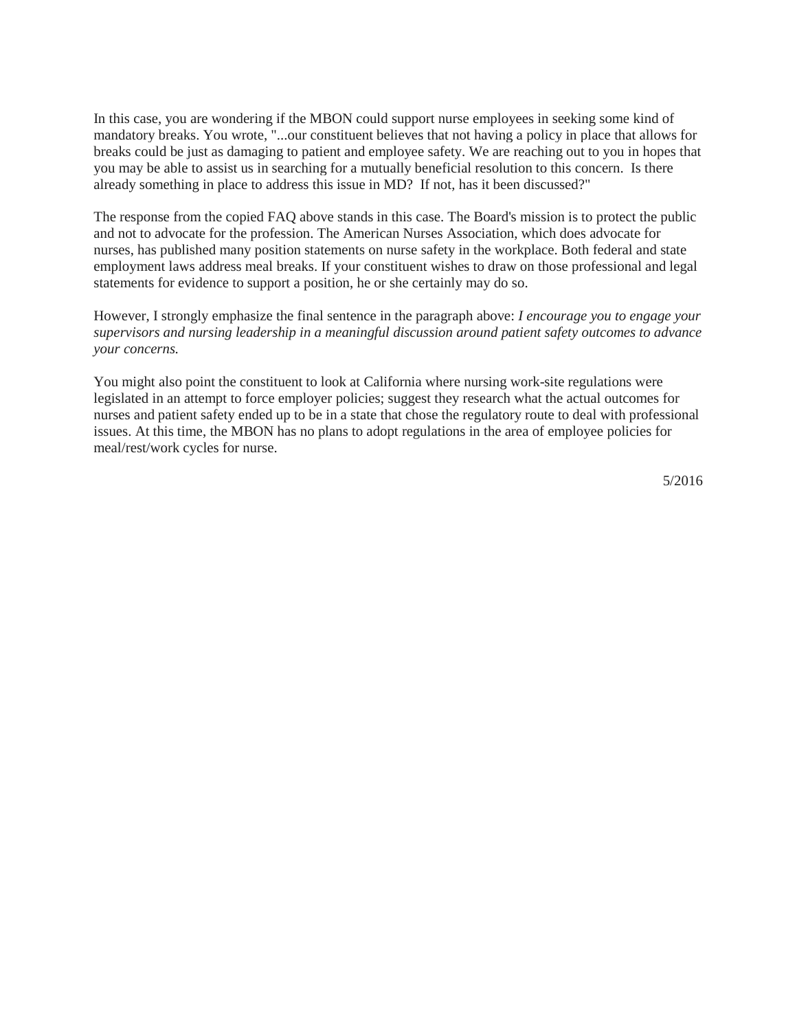In this case, you are wondering if the MBON could support nurse employees in seeking some kind of mandatory breaks. You wrote, "...our constituent believes that not having a policy in place that allows for breaks could be just as damaging to patient and employee safety. We are reaching out to you in hopes that you may be able to assist us in searching for a mutually beneficial resolution to this concern.  Is there already something in place to address this issue in MD?  If not, has it been discussed?"

The response from the copied FAQ above stands in this case. The Board's mission is to protect the public and not to advocate for the profession. The American Nurses Association, which does advocate for nurses, has published many position statements on nurse safety in the workplace. Both federal and state employment laws address meal breaks. If your constituent wishes to draw on those professional and legal statements for evidence to support a position, he or she certainly may do so.

However, I strongly emphasize the final sentence in the paragraph above: *I encourage you to engage your supervisors and nursing leadership in a meaningful discussion around patient safety outcomes to advance your concerns.*

You might also point the constituent to look at California where nursing work-site regulations were legislated in an attempt to force employer policies; suggest they research what the actual outcomes for nurses and patient safety ended up to be in a state that chose the regulatory route to deal with professional issues. At this time, the MBON has no plans to adopt regulations in the area of employee policies for meal/rest/work cycles for nurse.

5/2016